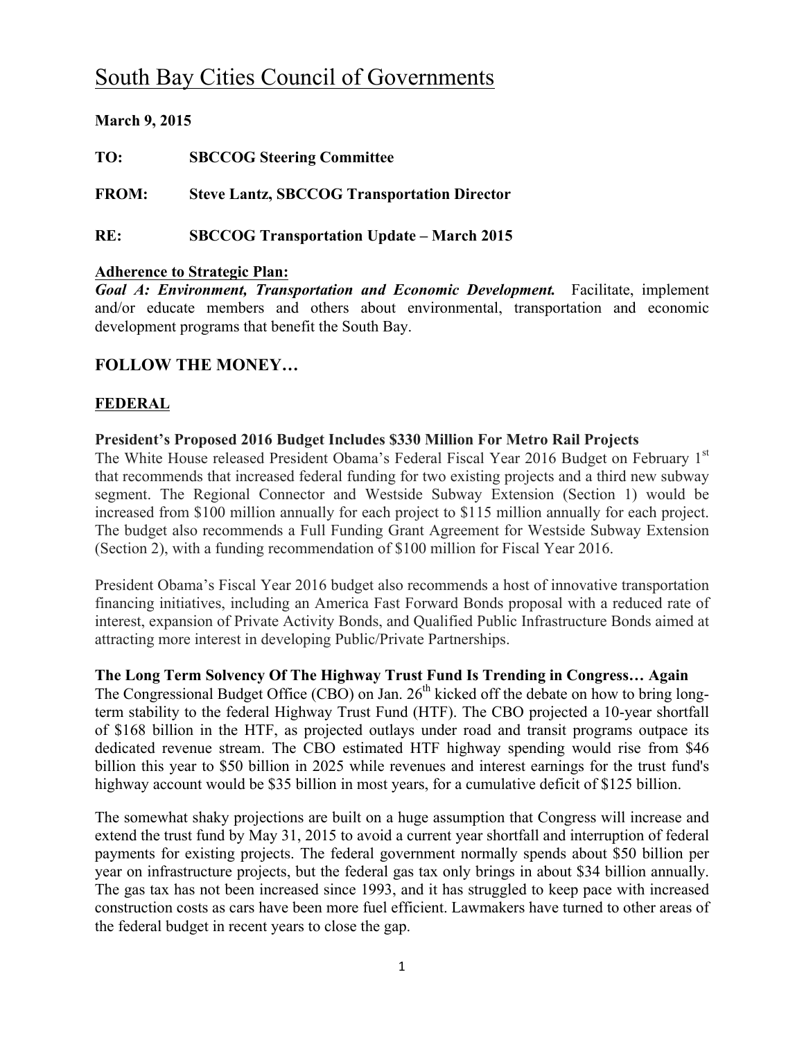# South Bay Cities Council of Governments

**March 9, 2015**

**TO:** **SBCCOG Steering Committee**

**FROM:** **Steve Lantz, SBCCOG Transportation Director**

**RE:** **SBCCOG Transportation Update – March 2015**

**Adherence to Strategic Plan:**
***Goal A: Environment, Transportation and Economic Development.*** Facilitate, implement and/or educate members and others about environmental, transportation and economic development programs that benefit the South Bay.

## FOLLOW THE MONEY…

### FEDERAL

**President's Proposed 2016 Budget Includes $330 Million For Metro Rail Projects**

The White House released President Obama's Federal Fiscal Year 2016 Budget on February 1st that recommends that increased federal funding for two existing projects and a third new subway segment. The Regional Connector and Westside Subway Extension (Section 1) would be increased from $100 million annually for each project to $115 million annually for each project. The budget also recommends a Full Funding Grant Agreement for Westside Subway Extension (Section 2), with a funding recommendation of $100 million for Fiscal Year 2016.

President Obama's Fiscal Year 2016 budget also recommends a host of innovative transportation financing initiatives, including an America Fast Forward Bonds proposal with a reduced rate of interest, expansion of Private Activity Bonds, and Qualified Public Infrastructure Bonds aimed at attracting more interest in developing Public/Private Partnerships.

**The Long Term Solvency Of The Highway Trust Fund Is Trending in Congress… Again**

The Congressional Budget Office (CBO) on Jan. 26th kicked off the debate on how to bring long-term stability to the federal Highway Trust Fund (HTF). The CBO projected a 10-year shortfall of $168 billion in the HTF, as projected outlays under road and transit programs outpace its dedicated revenue stream. The CBO estimated HTF highway spending would rise from $46 billion this year to $50 billion in 2025 while revenues and interest earnings for the trust fund's highway account would be $35 billion in most years, for a cumulative deficit of $125 billion.

The somewhat shaky projections are built on a huge assumption that Congress will increase and extend the trust fund by May 31, 2015 to avoid a current year shortfall and interruption of federal payments for existing projects. The federal government normally spends about $50 billion per year on infrastructure projects, but the federal gas tax only brings in about $34 billion annually. The gas tax has not been increased since 1993, and it has struggled to keep pace with increased construction costs as cars have been more fuel efficient. Lawmakers have turned to other areas of the federal budget in recent years to close the gap.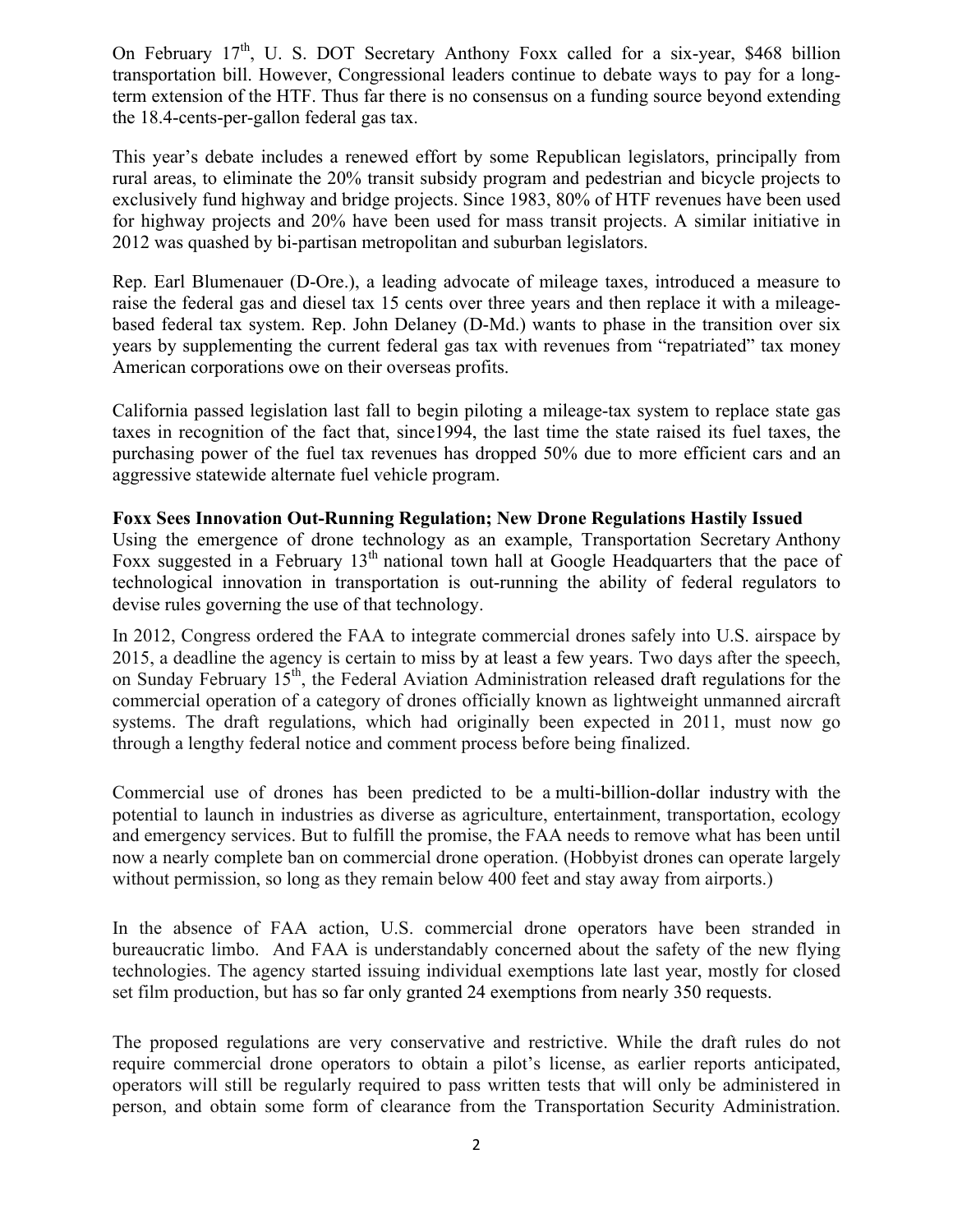On February 17th, U. S. DOT Secretary Anthony Foxx called for a six-year, $468 billion transportation bill. However, Congressional leaders continue to debate ways to pay for a long-term extension of the HTF. Thus far there is no consensus on a funding source beyond extending the 18.4-cents-per-gallon federal gas tax.

This year's debate includes a renewed effort by some Republican legislators, principally from rural areas, to eliminate the 20% transit subsidy program and pedestrian and bicycle projects to exclusively fund highway and bridge projects. Since 1983, 80% of HTF revenues have been used for highway projects and 20% have been used for mass transit projects. A similar initiative in 2012 was quashed by bi-partisan metropolitan and suburban legislators.

Rep. Earl Blumenauer (D-Ore.), a leading advocate of mileage taxes, introduced a measure to raise the federal gas and diesel tax 15 cents over three years and then replace it with a mileage-based federal tax system. Rep. John Delaney (D-Md.) wants to phase in the transition over six years by supplementing the current federal gas tax with revenues from "repatriated" tax money American corporations owe on their overseas profits.

California passed legislation last fall to begin piloting a mileage-tax system to replace state gas taxes in recognition of the fact that, since1994, the last time the state raised its fuel taxes, the purchasing power of the fuel tax revenues has dropped 50% due to more efficient cars and an aggressive statewide alternate fuel vehicle program.

**Foxx Sees Innovation Out-Running Regulation; New Drone Regulations Hastily Issued**

Using the emergence of drone technology as an example, Transportation Secretary Anthony Foxx suggested in a February 13th national town hall at Google Headquarters that the pace of technological innovation in transportation is out-running the ability of federal regulators to devise rules governing the use of that technology.

In 2012, Congress ordered the FAA to integrate commercial drones safely into U.S. airspace by 2015, a deadline the agency is certain to miss by at least a few years. Two days after the speech, on Sunday February 15th, the Federal Aviation Administration released draft regulations for the commercial operation of a category of drones officially known as lightweight unmanned aircraft systems. The draft regulations, which had originally been expected in 2011, must now go through a lengthy federal notice and comment process before being finalized.

Commercial use of drones has been predicted to be a multi-billion-dollar industry with the potential to launch in industries as diverse as agriculture, entertainment, transportation, ecology and emergency services. But to fulfill the promise, the FAA needs to remove what has been until now a nearly complete ban on commercial drone operation. (Hobbyist drones can operate largely without permission, so long as they remain below 400 feet and stay away from airports.)

In the absence of FAA action, U.S. commercial drone operators have been stranded in bureaucratic limbo. And FAA is understandably concerned about the safety of the new flying technologies. The agency started issuing individual exemptions late last year, mostly for closed set film production, but has so far only granted 24 exemptions from nearly 350 requests.

The proposed regulations are very conservative and restrictive. While the draft rules do not require commercial drone operators to obtain a pilot's license, as earlier reports anticipated, operators will still be regularly required to pass written tests that will only be administered in person, and obtain some form of clearance from the Transportation Security Administration.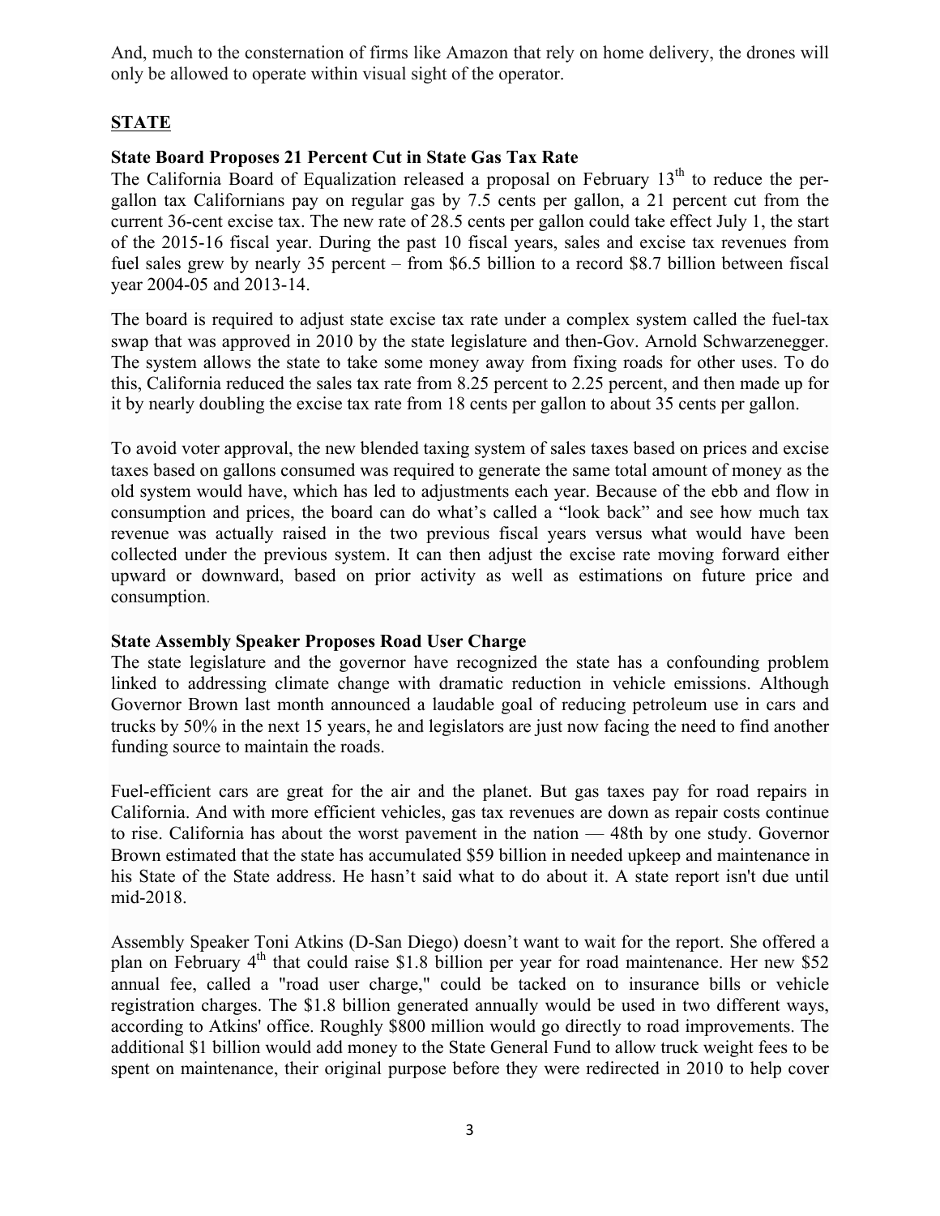And, much to the consternation of firms like Amazon that rely on home delivery, the drones will only be allowed to operate within visual sight of the operator.

## STATE

### State Board Proposes 21 Percent Cut in State Gas Tax Rate

The California Board of Equalization released a proposal on February 13th to reduce the per-gallon tax Californians pay on regular gas by 7.5 cents per gallon, a 21 percent cut from the current 36-cent excise tax. The new rate of 28.5 cents per gallon could take effect July 1, the start of the 2015-16 fiscal year. During the past 10 fiscal years, sales and excise tax revenues from fuel sales grew by nearly 35 percent – from $6.5 billion to a record $8.7 billion between fiscal year 2004-05 and 2013-14.

The board is required to adjust state excise tax rate under a complex system called the fuel-tax swap that was approved in 2010 by the state legislature and then-Gov. Arnold Schwarzenegger. The system allows the state to take some money away from fixing roads for other uses. To do this, California reduced the sales tax rate from 8.25 percent to 2.25 percent, and then made up for it by nearly doubling the excise tax rate from 18 cents per gallon to about 35 cents per gallon.

To avoid voter approval, the new blended taxing system of sales taxes based on prices and excise taxes based on gallons consumed was required to generate the same total amount of money as the old system would have, which has led to adjustments each year. Because of the ebb and flow in consumption and prices, the board can do what's called a "look back" and see how much tax revenue was actually raised in the two previous fiscal years versus what would have been collected under the previous system. It can then adjust the excise rate moving forward either upward or downward, based on prior activity as well as estimations on future price and consumption.

### State Assembly Speaker Proposes Road User Charge

The state legislature and the governor have recognized the state has a confounding problem linked to addressing climate change with dramatic reduction in vehicle emissions. Although Governor Brown last month announced a laudable goal of reducing petroleum use in cars and trucks by 50% in the next 15 years, he and legislators are just now facing the need to find another funding source to maintain the roads.

Fuel-efficient cars are great for the air and the planet. But gas taxes pay for road repairs in California. And with more efficient vehicles, gas tax revenues are down as repair costs continue to rise. California has about the worst pavement in the nation — 48th by one study. Governor Brown estimated that the state has accumulated $59 billion in needed upkeep and maintenance in his State of the State address. He hasn't said what to do about it. A state report isn't due until mid-2018.

Assembly Speaker Toni Atkins (D-San Diego) doesn't want to wait for the report. She offered a plan on February 4th that could raise $1.8 billion per year for road maintenance. Her new $52 annual fee, called a "road user charge," could be tacked on to insurance bills or vehicle registration charges. The $1.8 billion generated annually would be used in two different ways, according to Atkins' office. Roughly $800 million would go directly to road improvements. The additional $1 billion would add money to the State General Fund to allow truck weight fees to be spent on maintenance, their original purpose before they were redirected in 2010 to help cover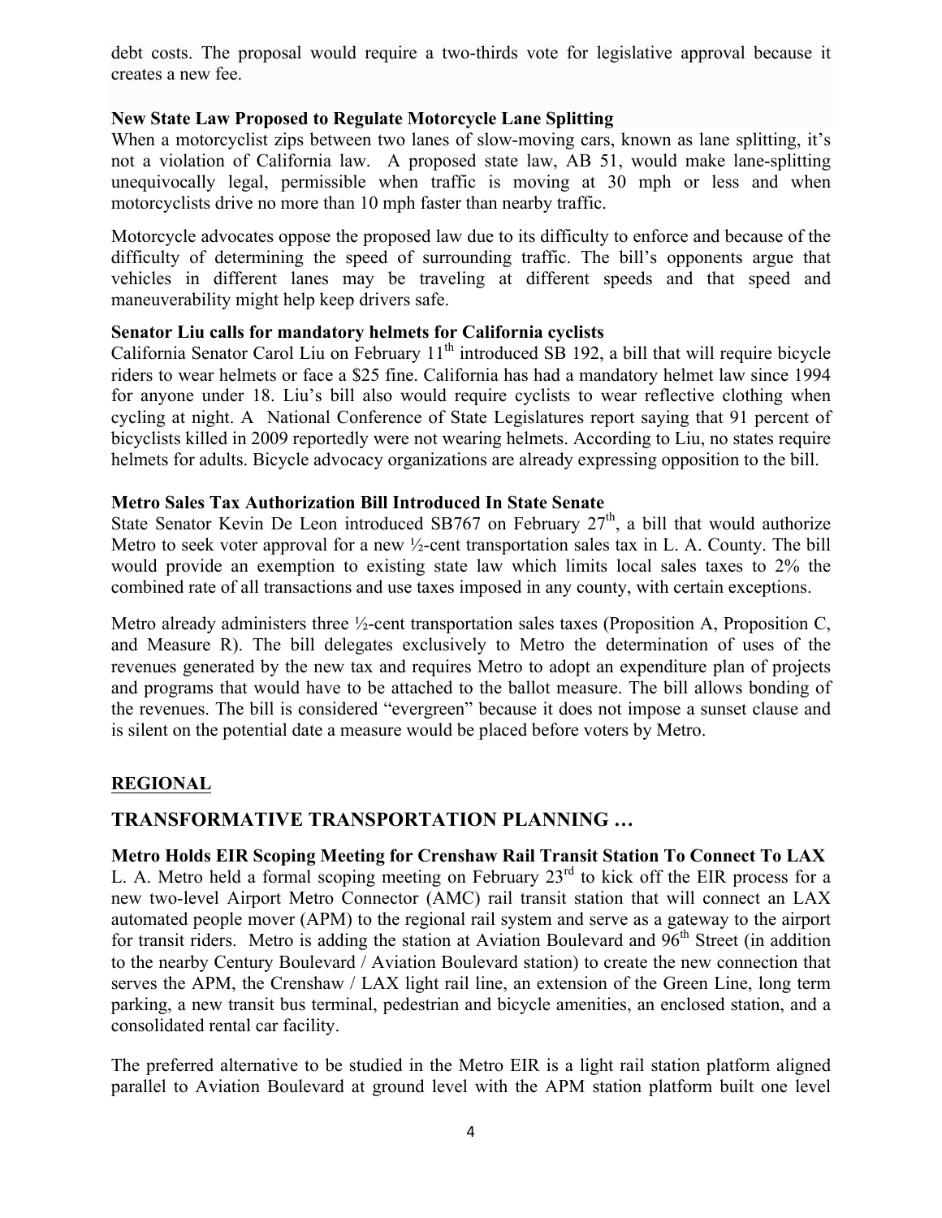debt costs. The proposal would require a two-thirds vote for legislative approval because it creates a new fee.

**New State Law Proposed to Regulate Motorcycle Lane Splitting**

When a motorcyclist zips between two lanes of slow-moving cars, known as lane splitting, it's not a violation of California law. A proposed state law, AB 51, would make lane-splitting unequivocally legal, permissible when traffic is moving at 30 mph or less and when motorcyclists drive no more than 10 mph faster than nearby traffic.

Motorcycle advocates oppose the proposed law due to its difficulty to enforce and because of the difficulty of determining the speed of surrounding traffic. The bill's opponents argue that vehicles in different lanes may be traveling at different speeds and that speed and maneuverability might help keep drivers safe.

**Senator Liu calls for mandatory helmets for California cyclists**

California Senator Carol Liu on February 11th introduced SB 192, a bill that will require bicycle riders to wear helmets or face a $25 fine. California has had a mandatory helmet law since 1994 for anyone under 18. Liu's bill also would require cyclists to wear reflective clothing when cycling at night. A National Conference of State Legislatures report saying that 91 percent of bicyclists killed in 2009 reportedly were not wearing helmets. According to Liu, no states require helmets for adults. Bicycle advocacy organizations are already expressing opposition to the bill.

**Metro Sales Tax Authorization Bill Introduced In State Senate**

State Senator Kevin De Leon introduced SB767 on February 27th, a bill that would authorize Metro to seek voter approval for a new ½-cent transportation sales tax in L. A. County. The bill would provide an exemption to existing state law which limits local sales taxes to 2% the combined rate of all transactions and use taxes imposed in any county, with certain exceptions.

Metro already administers three ½-cent transportation sales taxes (Proposition A, Proposition C, and Measure R). The bill delegates exclusively to Metro the determination of uses of the revenues generated by the new tax and requires Metro to adopt an expenditure plan of projects and programs that would have to be attached to the ballot measure. The bill allows bonding of the revenues. The bill is considered "evergreen" because it does not impose a sunset clause and is silent on the potential date a measure would be placed before voters by Metro.

## REGIONAL

## TRANSFORMATIVE TRANSPORTATION PLANNING …

**Metro Holds EIR Scoping Meeting for Crenshaw Rail Transit Station To Connect To LAX**

L. A. Metro held a formal scoping meeting on February 23rd to kick off the EIR process for a new two-level Airport Metro Connector (AMC) rail transit station that will connect an LAX automated people mover (APM) to the regional rail system and serve as a gateway to the airport for transit riders. Metro is adding the station at Aviation Boulevard and 96th Street (in addition to the nearby Century Boulevard / Aviation Boulevard station) to create the new connection that serves the APM, the Crenshaw / LAX light rail line, an extension of the Green Line, long term parking, a new transit bus terminal, pedestrian and bicycle amenities, an enclosed station, and a consolidated rental car facility.

The preferred alternative to be studied in the Metro EIR is a light rail station platform aligned parallel to Aviation Boulevard at ground level with the APM station platform built one level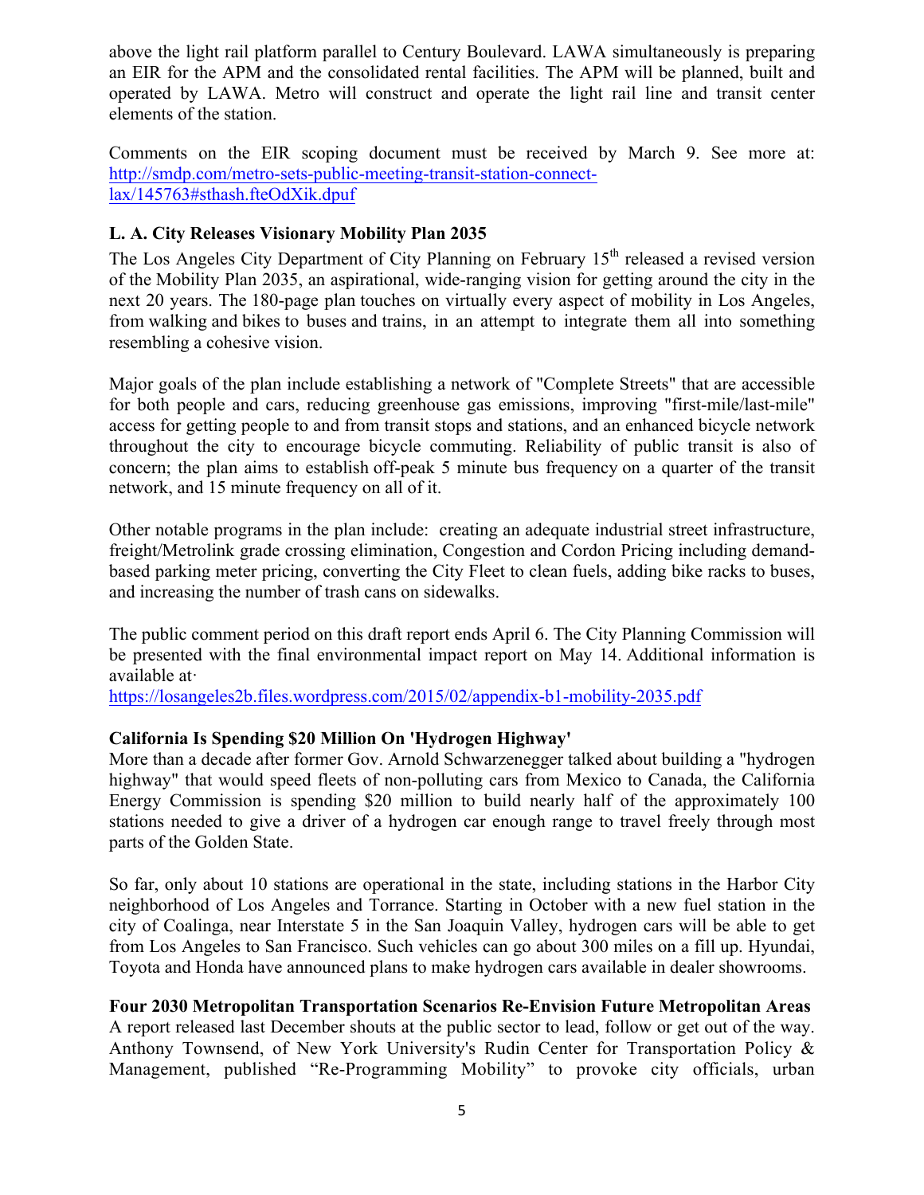above the light rail platform parallel to Century Boulevard. LAWA simultaneously is preparing an EIR for the APM and the consolidated rental facilities. The APM will be planned, built and operated by LAWA. Metro will construct and operate the light rail line and transit center elements of the station.

Comments on the EIR scoping document must be received by March 9. See more at: http://smdp.com/metro-sets-public-meeting-transit-station-connect-lax/145763#sthash.fteOdXik.dpuf

**L. A. City Releases Visionary Mobility Plan 2035**

The Los Angeles City Department of City Planning on February 15th released a revised version of the Mobility Plan 2035, an aspirational, wide-ranging vision for getting around the city in the next 20 years. The 180-page plan touches on virtually every aspect of mobility in Los Angeles, from walking and bikes to buses and trains, in an attempt to integrate them all into something resembling a cohesive vision.

Major goals of the plan include establishing a network of "Complete Streets" that are accessible for both people and cars, reducing greenhouse gas emissions, improving "first-mile/last-mile" access for getting people to and from transit stops and stations, and an enhanced bicycle network throughout the city to encourage bicycle commuting. Reliability of public transit is also of concern; the plan aims to establish off-peak 5 minute bus frequency on a quarter of the transit network, and 15 minute frequency on all of it.

Other notable programs in the plan include: creating an adequate industrial street infrastructure, freight/Metrolink grade crossing elimination, Congestion and Cordon Pricing including demand-based parking meter pricing, converting the City Fleet to clean fuels, adding bike racks to buses, and increasing the number of trash cans on sidewalks.

The public comment period on this draft report ends April 6. The City Planning Commission will be presented with the final environmental impact report on May 14. Additional information is available at·
https://losangeles2b.files.wordpress.com/2015/02/appendix-b1-mobility-2035.pdf

**California Is Spending $20 Million On 'Hydrogen Highway'**

More than a decade after former Gov. Arnold Schwarzenegger talked about building a "hydrogen highway" that would speed fleets of non-polluting cars from Mexico to Canada, the California Energy Commission is spending $20 million to build nearly half of the approximately 100 stations needed to give a driver of a hydrogen car enough range to travel freely through most parts of the Golden State.

So far, only about 10 stations are operational in the state, including stations in the Harbor City neighborhood of Los Angeles and Torrance. Starting in October with a new fuel station in the city of Coalinga, near Interstate 5 in the San Joaquin Valley, hydrogen cars will be able to get from Los Angeles to San Francisco. Such vehicles can go about 300 miles on a fill up. Hyundai, Toyota and Honda have announced plans to make hydrogen cars available in dealer showrooms.

**Four 2030 Metropolitan Transportation Scenarios Re-Envision Future Metropolitan Areas**

A report released last December shouts at the public sector to lead, follow or get out of the way. Anthony Townsend, of New York University's Rudin Center for Transportation Policy & Management, published "Re-Programming Mobility" to provoke city officials, urban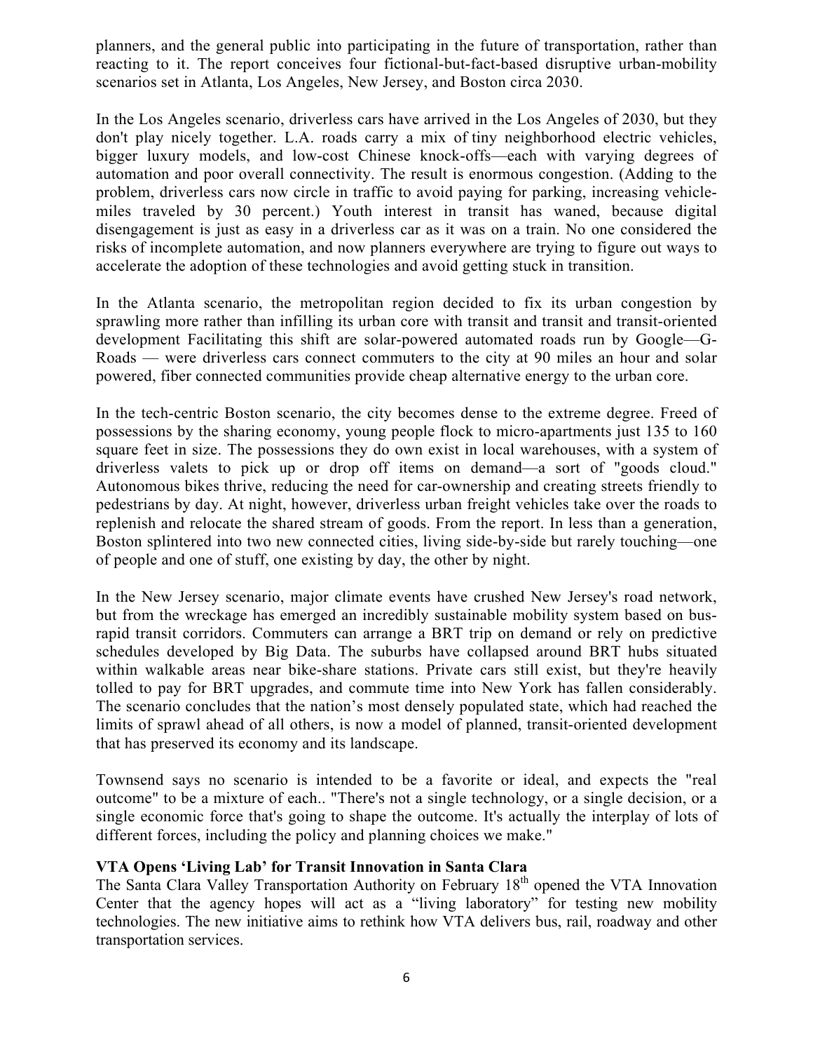planners, and the general public into participating in the future of transportation, rather than reacting to it. The report conceives four fictional-but-fact-based disruptive urban-mobility scenarios set in Atlanta, Los Angeles, New Jersey, and Boston circa 2030.

In the Los Angeles scenario, driverless cars have arrived in the Los Angeles of 2030, but they don't play nicely together. L.A. roads carry a mix of tiny neighborhood electric vehicles, bigger luxury models, and low-cost Chinese knock-offs—each with varying degrees of automation and poor overall connectivity. The result is enormous congestion. (Adding to the problem, driverless cars now circle in traffic to avoid paying for parking, increasing vehicle-miles traveled by 30 percent.) Youth interest in transit has waned, because digital disengagement is just as easy in a driverless car as it was on a train. No one considered the risks of incomplete automation, and now planners everywhere are trying to figure out ways to accelerate the adoption of these technologies and avoid getting stuck in transition.

In the Atlanta scenario, the metropolitan region decided to fix its urban congestion by sprawling more rather than infilling its urban core with transit and transit and transit-oriented development Facilitating this shift are solar-powered automated roads run by Google—G-Roads — were driverless cars connect commuters to the city at 90 miles an hour and solar powered, fiber connected communities provide cheap alternative energy to the urban core.

In the tech-centric Boston scenario, the city becomes dense to the extreme degree. Freed of possessions by the sharing economy, young people flock to micro-apartments just 135 to 160 square feet in size. The possessions they do own exist in local warehouses, with a system of driverless valets to pick up or drop off items on demand—a sort of "goods cloud." Autonomous bikes thrive, reducing the need for car-ownership and creating streets friendly to pedestrians by day. At night, however, driverless urban freight vehicles take over the roads to replenish and relocate the shared stream of goods. From the report. In less than a generation, Boston splintered into two new connected cities, living side-by-side but rarely touching—one of people and one of stuff, one existing by day, the other by night.

In the New Jersey scenario, major climate events have crushed New Jersey's road network, but from the wreckage has emerged an incredibly sustainable mobility system based on bus-rapid transit corridors. Commuters can arrange a BRT trip on demand or rely on predictive schedules developed by Big Data. The suburbs have collapsed around BRT hubs situated within walkable areas near bike-share stations. Private cars still exist, but they're heavily tolled to pay for BRT upgrades, and commute time into New York has fallen considerably. The scenario concludes that the nation's most densely populated state, which had reached the limits of sprawl ahead of all others, is now a model of planned, transit-oriented development that has preserved its economy and its landscape.

Townsend says no scenario is intended to be a favorite or ideal, and expects the "real outcome" to be a mixture of each.. "There's not a single technology, or a single decision, or a single economic force that's going to shape the outcome. It's actually the interplay of lots of different forces, including the policy and planning choices we make."

**VTA Opens 'Living Lab' for Transit Innovation in Santa Clara**

The Santa Clara Valley Transportation Authority on February 18th opened the VTA Innovation Center that the agency hopes will act as a "living laboratory" for testing new mobility technologies. The new initiative aims to rethink how VTA delivers bus, rail, roadway and other transportation services.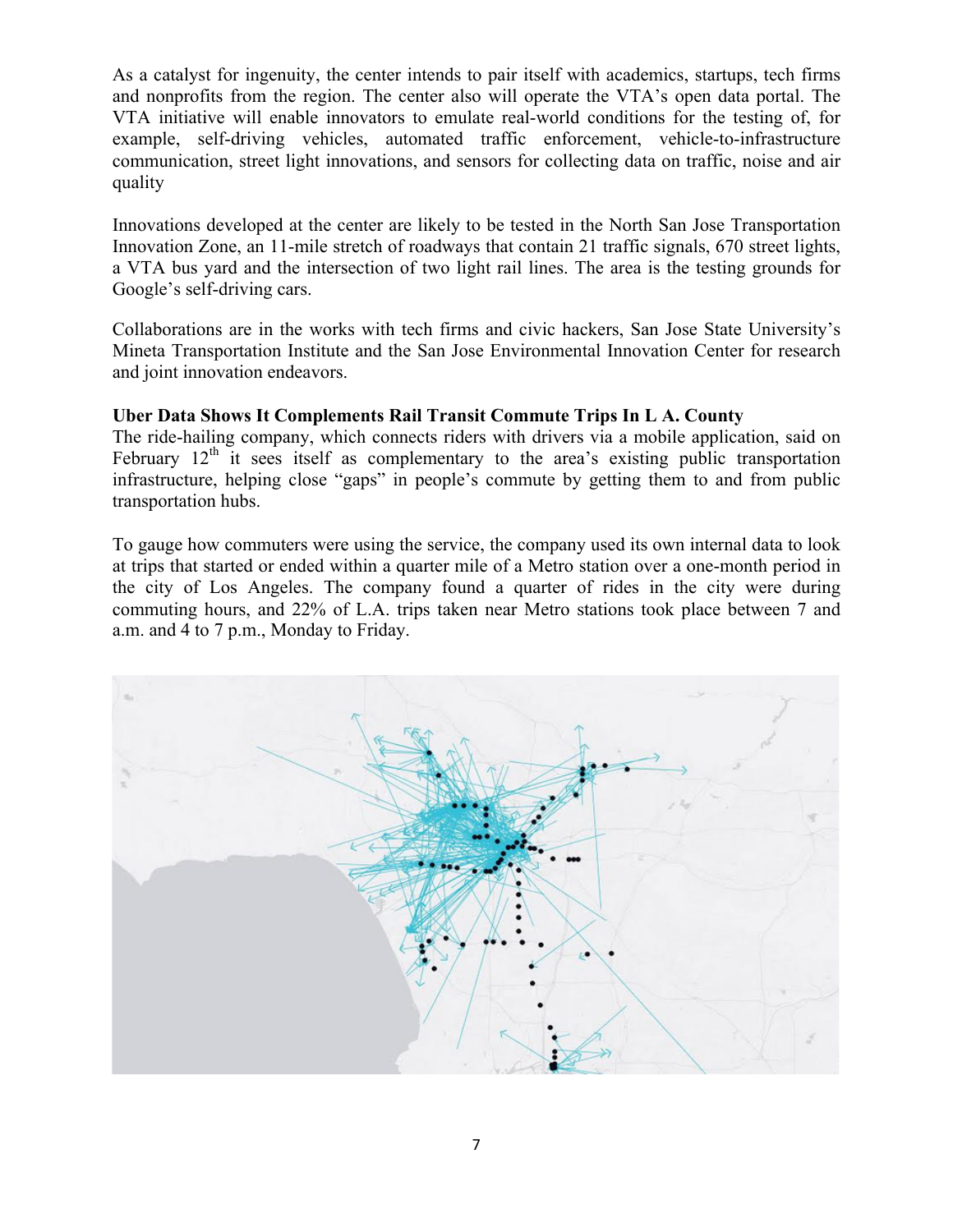As a catalyst for ingenuity, the center intends to pair itself with academics, startups, tech firms and nonprofits from the region. The center also will operate the VTA's open data portal. The VTA initiative will enable innovators to emulate real-world conditions for the testing of, for example, self-driving vehicles, automated traffic enforcement, vehicle-to-infrastructure communication, street light innovations, and sensors for collecting data on traffic, noise and air quality

Innovations developed at the center are likely to be tested in the North San Jose Transportation Innovation Zone, an 11-mile stretch of roadways that contain 21 traffic signals, 670 street lights, a VTA bus yard and the intersection of two light rail lines. The area is the testing grounds for Google's self-driving cars.

Collaborations are in the works with tech firms and civic hackers, San Jose State University's Mineta Transportation Institute and the San Jose Environmental Innovation Center for research and joint innovation endeavors.

**Uber Data Shows It Complements Rail Transit Commute Trips In L A. County**

The ride-hailing company, which connects riders with drivers via a mobile application, said on February 12th it sees itself as complementary to the area's existing public transportation infrastructure, helping close "gaps" in people's commute by getting them to and from public transportation hubs.

To gauge how commuters were using the service, the company used its own internal data to look at trips that started or ended within a quarter mile of a Metro station over a one-month period in the city of Los Angeles. The company found a quarter of rides in the city were during commuting hours, and 22% of L.A. trips taken near Metro stations took place between 7 and a.m. and 4 to 7 p.m., Monday to Friday.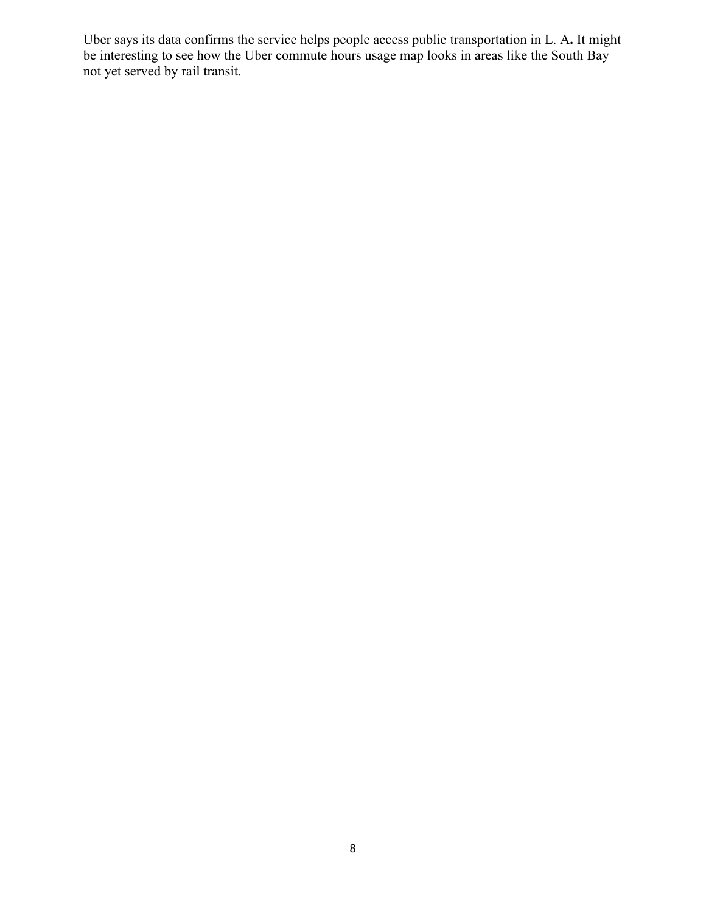Uber says its data confirms the service helps people access public transportation in L. A**.** It might be interesting to see how the Uber commute hours usage map looks in areas like the South Bay not yet served by rail transit.